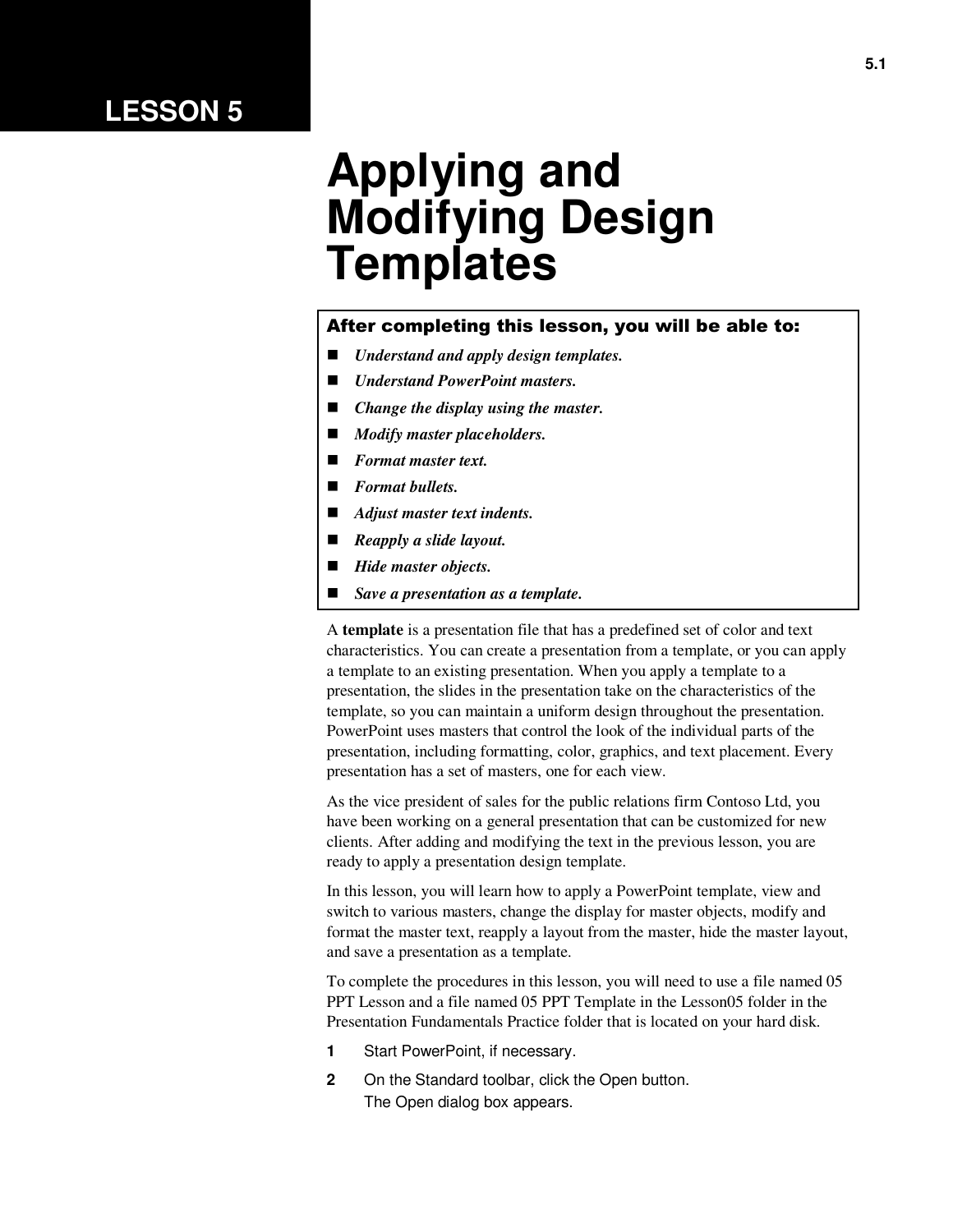# LESSON 5

# Applying and Modifying Design Templates

**After completing this lesson, you will be able to:**

- ***Understand and apply design templates.***
- ***Understand PowerPoint masters.***
- ***Change the display using the master.***
- ***Modify master placeholders.***
- ***Format master text.***
- ***Format bullets.***
- ***Adjust master text indents.***
- ***Reapply a slide layout.***
- ***Hide master objects.***
- ***Save a presentation as a template.***

A **template** is a presentation file that has a predefined set of color and text characteristics. You can create a presentation from a template, or you can apply a template to an existing presentation. When you apply a template to a presentation, the slides in the presentation take on the characteristics of the template, so you can maintain a uniform design throughout the presentation. PowerPoint uses masters that control the look of the individual parts of the presentation, including formatting, color, graphics, and text placement. Every presentation has a set of masters, one for each view.

As the vice president of sales for the public relations firm Contoso Ltd, you have been working on a general presentation that can be customized for new clients. After adding and modifying the text in the previous lesson, you are ready to apply a presentation design template.

In this lesson, you will learn how to apply a PowerPoint template, view and switch to various masters, change the display for master objects, modify and format the master text, reapply a layout from the master, hide the master layout, and save a presentation as a template.

To complete the procedures in this lesson, you will need to use a file named 05 PPT Lesson and a file named 05 PPT Template in the Lesson05 folder in the Presentation Fundamentals Practice folder that is located on your hard disk.

1. Start PowerPoint, if necessary.
2. On the Standard toolbar, click the Open button.
   The Open dialog box appears.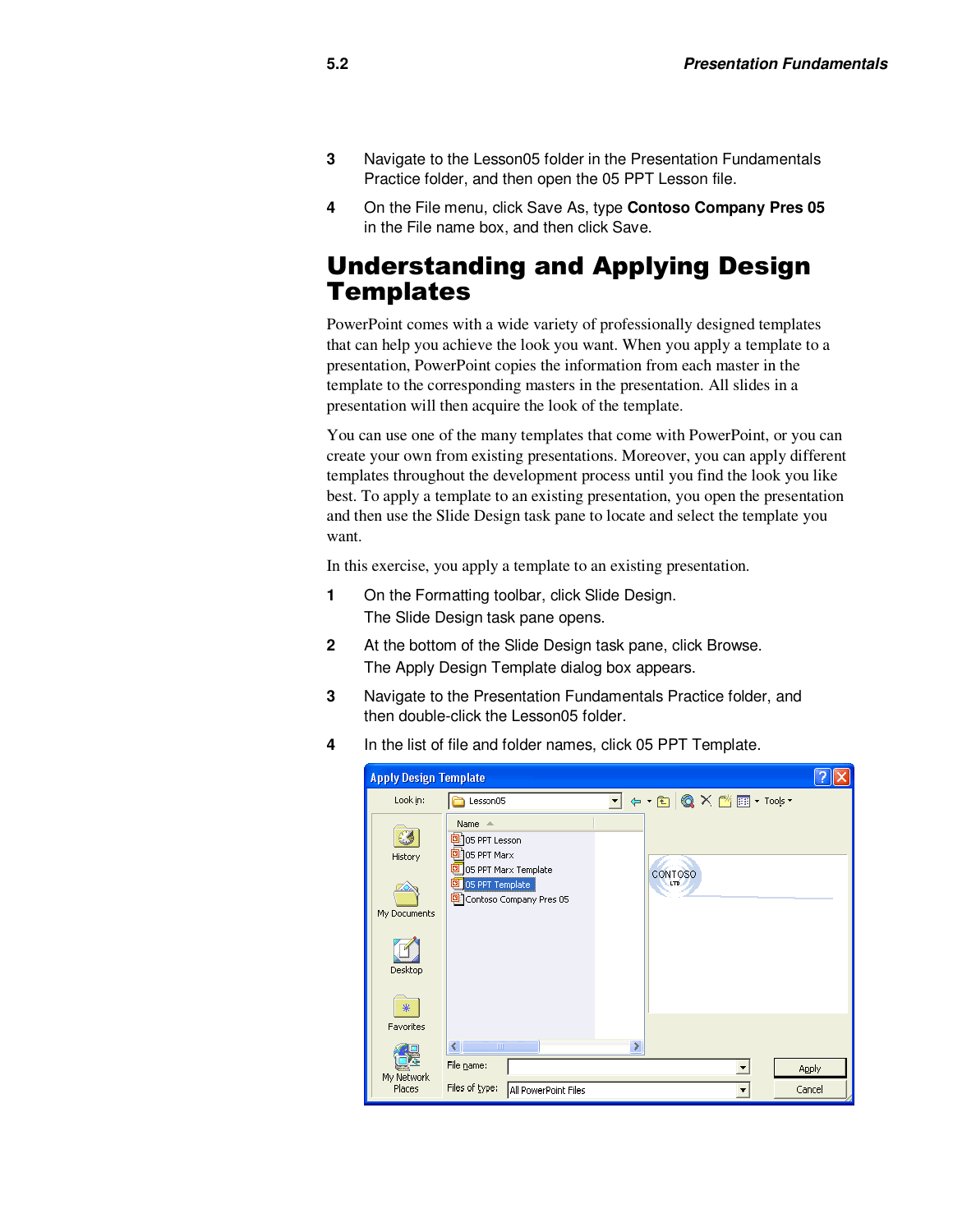3. Navigate to the Lesson05 folder in the Presentation Fundamentals Practice folder, and then open the 05 PPT Lesson file.

4. On the File menu, click Save As, type **Contoso Company Pres 05** in the File name box, and then click Save.

# Understanding and Applying Design Templates

PowerPoint comes with a wide variety of professionally designed templates that can help you achieve the look you want. When you apply a template to a presentation, PowerPoint copies the information from each master in the template to the corresponding masters in the presentation. All slides in a presentation will then acquire the look of the template.

You can use one of the many templates that come with PowerPoint, or you can create your own from existing presentations. Moreover, you can apply different templates throughout the development process until you find the look you like best. To apply a template to an existing presentation, you open the presentation and then use the Slide Design task pane to locate and select the template you want.

In this exercise, you apply a template to an existing presentation.

1. On the Formatting toolbar, click Slide Design.
   The Slide Design task pane opens.

2. At the bottom of the Slide Design task pane, click Browse.
   The Apply Design Template dialog box appears.

3. Navigate to the Presentation Fundamentals Practice folder, and then double-click the Lesson05 folder.

4. In the list of file and folder names, click 05 PPT Template.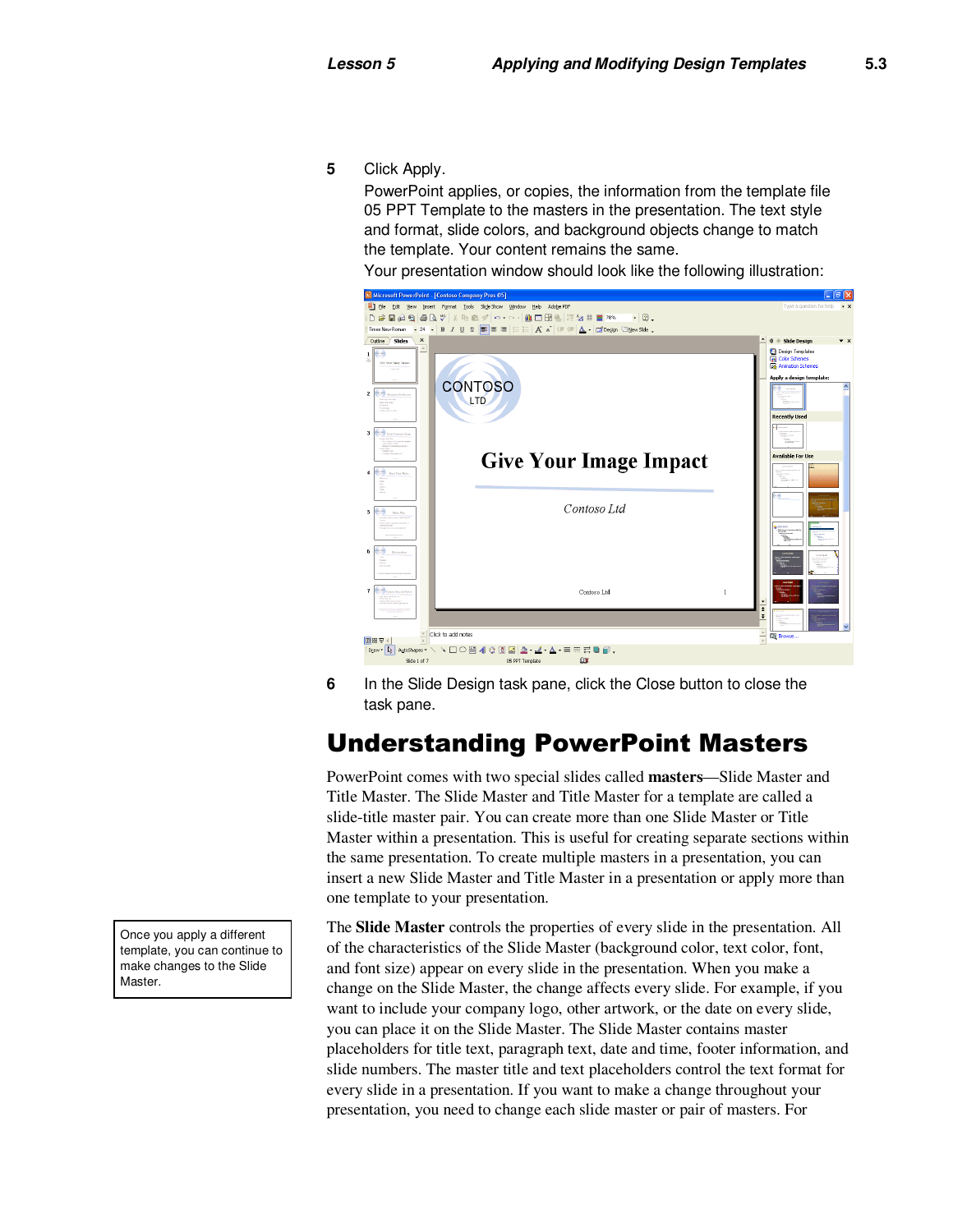5 Click Apply.

PowerPoint applies, or copies, the information from the template file 05 PPT Template to the masters in the presentation. The text style and format, slide colors, and background objects change to match the template. Your content remains the same.

Your presentation window should look like the following illustration:

6 In the Slide Design task pane, click the Close button to close the task pane.

## Understanding PowerPoint Masters

PowerPoint comes with two special slides called **masters**—Slide Master and Title Master. The Slide Master and Title Master for a template are called a slide-title master pair. You can create more than one Slide Master or Title Master within a presentation. This is useful for creating separate sections within the same presentation. To create multiple masters in a presentation, you can insert a new Slide Master and Title Master in a presentation or apply more than one template to your presentation.

Once you apply a different template, you can continue to make changes to the Slide Master.

The **Slide Master** controls the properties of every slide in the presentation. All of the characteristics of the Slide Master (background color, text color, font, and font size) appear on every slide in the presentation. When you make a change on the Slide Master, the change affects every slide. For example, if you want to include your company logo, other artwork, or the date on every slide, you can place it on the Slide Master. The Slide Master contains master placeholders for title text, paragraph text, date and time, footer information, and slide numbers. The master title and text placeholders control the text format for every slide in a presentation. If you want to make a change throughout your presentation, you need to change each slide master or pair of masters. For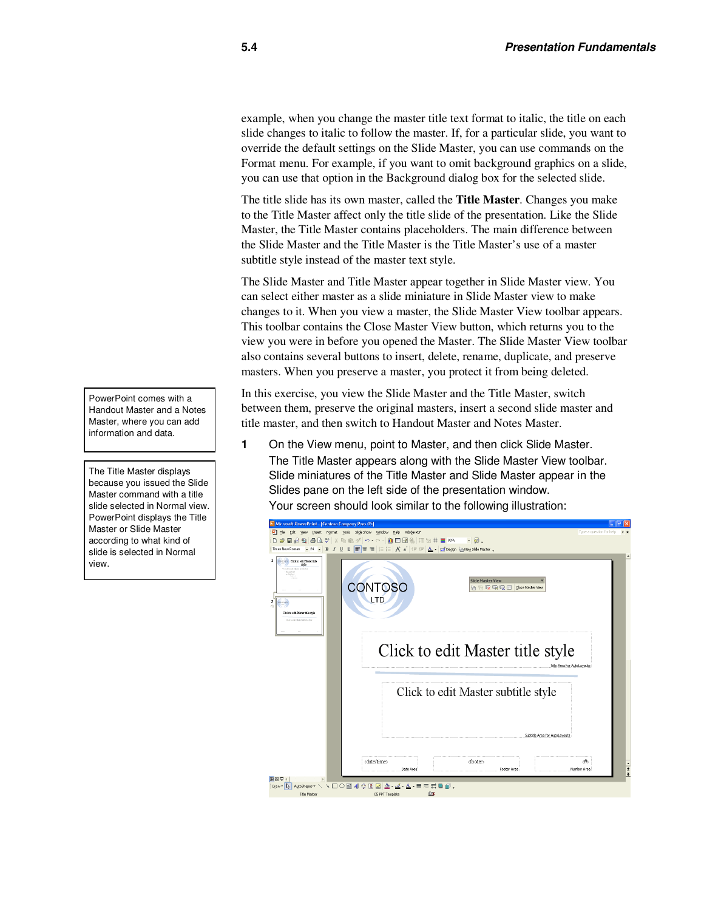example, when you change the master title text format to italic, the title on each slide changes to italic to follow the master. If, for a particular slide, you want to override the default settings on the Slide Master, you can use commands on the Format menu. For example, if you want to omit background graphics on a slide, you can use that option in the Background dialog box for the selected slide.

The title slide has its own master, called the **Title Master**. Changes you make to the Title Master affect only the title slide of the presentation. Like the Slide Master, the Title Master contains placeholders. The main difference between the Slide Master and the Title Master is the Title Master's use of a master subtitle style instead of the master text style.

The Slide Master and Title Master appear together in Slide Master view. You can select either master as a slide miniature in Slide Master view to make changes to it. When you view a master, the Slide Master View toolbar appears. This toolbar contains the Close Master View button, which returns you to the view you were in before you opened the Master. The Slide Master View toolbar also contains several buttons to insert, delete, rename, duplicate, and preserve masters. When you preserve a master, you protect it from being deleted.

> PowerPoint comes with a Handout Master and a Notes Master, where you can add information and data.

In this exercise, you view the Slide Master and the Title Master, switch between them, preserve the original masters, insert a second slide master and title master, and then switch to Handout Master and Notes Master.

> The Title Master displays because you issued the Slide Master command with a title slide selected in Normal view. PowerPoint displays the Title Master or Slide Master according to what kind of slide is selected in Normal view.

**1** On the View menu, point to Master, and then click Slide Master.

The Title Master appears along with the Slide Master View toolbar. Slide miniatures of the Title Master and Slide Master appear in the Slides pane on the left side of the presentation window.

Your screen should look similar to the following illustration: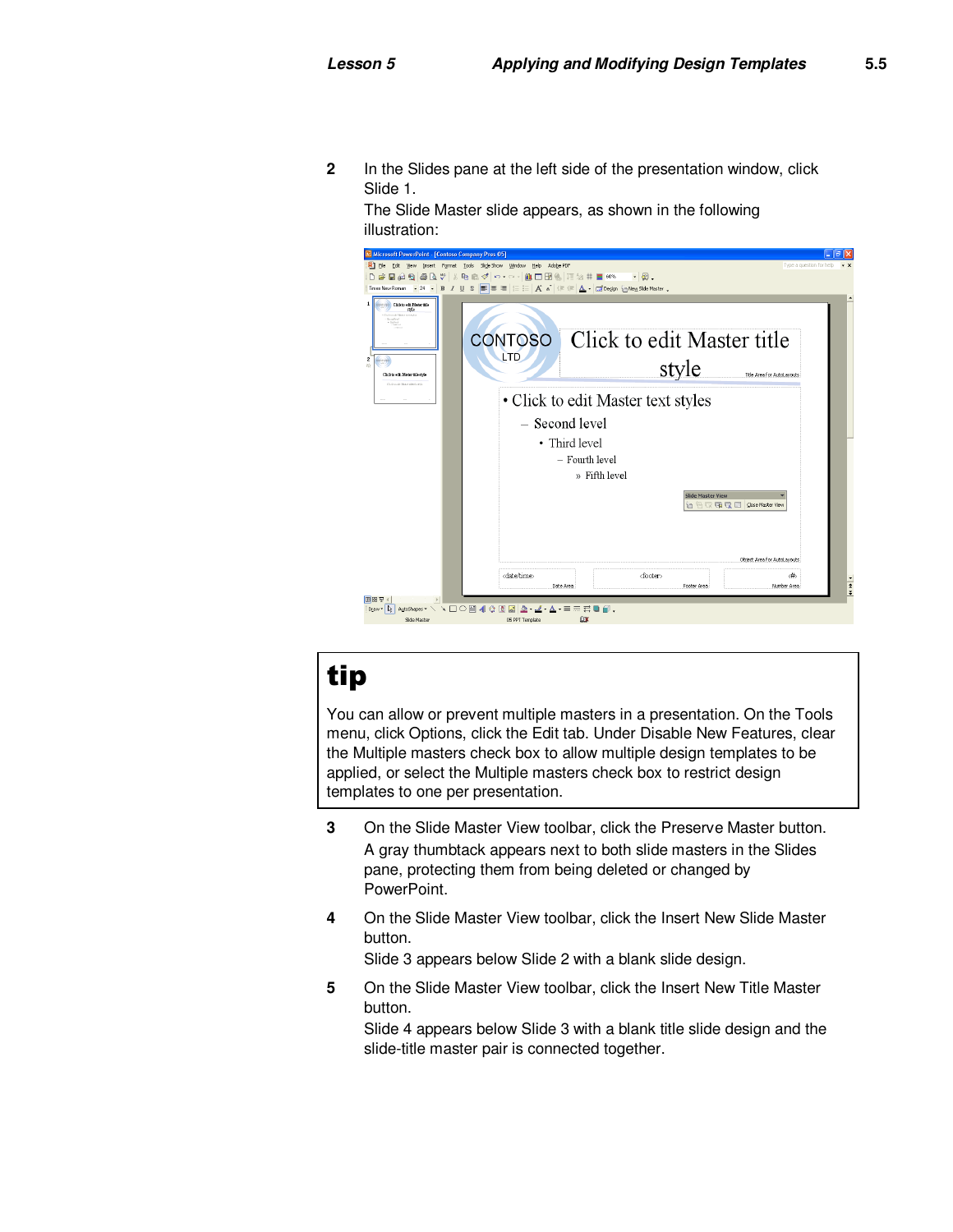2 In the Slides pane at the left side of the presentation window, click Slide 1.

The Slide Master slide appears, as shown in the following illustration:

## tip

You can allow or prevent multiple masters in a presentation. On the Tools menu, click Options, click the Edit tab. Under Disable New Features, clear the Multiple masters check box to allow multiple design templates to be applied, or select the Multiple masters check box to restrict design templates to one per presentation.

3 On the Slide Master View toolbar, click the Preserve Master button.

A gray thumbtack appears next to both slide masters in the Slides pane, protecting them from being deleted or changed by PowerPoint.

4 On the Slide Master View toolbar, click the Insert New Slide Master button.

Slide 3 appears below Slide 2 with a blank slide design.

5 On the Slide Master View toolbar, click the Insert New Title Master button.

Slide 4 appears below Slide 3 with a blank title slide design and the slide-title master pair is connected together.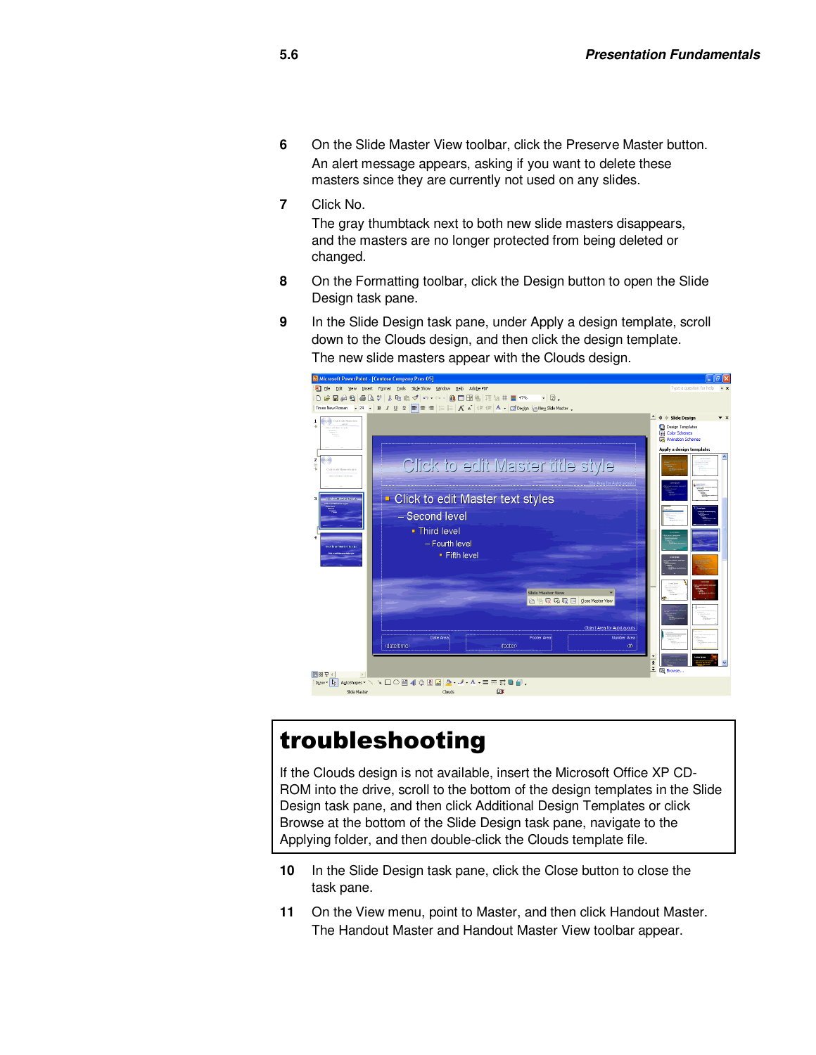6 On the Slide Master View toolbar, click the Preserve Master button.
An alert message appears, asking if you want to delete these masters since they are currently not used on any slides.

7 Click No.
The gray thumbtack next to both new slide masters disappears, and the masters are no longer protected from being deleted or changed.

8 On the Formatting toolbar, click the Design button to open the Slide Design task pane.

9 In the Slide Design task pane, under Apply a design template, scroll down to the Clouds design, and then click the design template.
The new slide masters appear with the Clouds design.

## troubleshooting

If the Clouds design is not available, insert the Microsoft Office XP CD-ROM into the drive, scroll to the bottom of the design templates in the Slide Design task pane, and then click Additional Design Templates or click Browse at the bottom of the Slide Design task pane, navigate to the Applying folder, and then double-click the Clouds template file.

10 In the Slide Design task pane, click the Close button to close the task pane.

11 On the View menu, point to Master, and then click Handout Master.
The Handout Master and Handout Master View toolbar appear.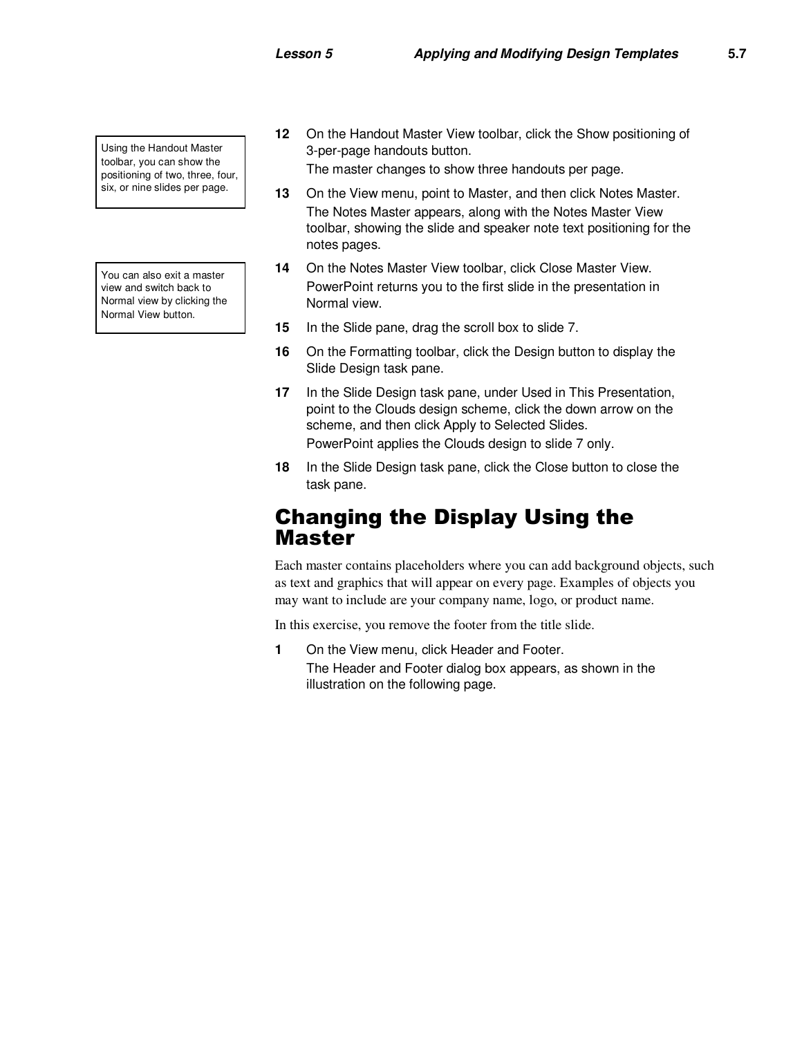> Using the Handout Master toolbar, you can show the positioning of two, three, four, six, or nine slides per page.

12 On the Handout Master View toolbar, click the Show positioning of 3-per-page handouts button.

   The master changes to show three handouts per page.

13 On the View menu, point to Master, and then click Notes Master.

   The Notes Master appears, along with the Notes Master View toolbar, showing the slide and speaker note text positioning for the notes pages.

> You can also exit a master view and switch back to Normal view by clicking the Normal View button.

14 On the Notes Master View toolbar, click Close Master View.

   PowerPoint returns you to the first slide in the presentation in Normal view.

15 In the Slide pane, drag the scroll box to slide 7.

16 On the Formatting toolbar, click the Design button to display the Slide Design task pane.

17 In the Slide Design task pane, under Used in This Presentation, point to the Clouds design scheme, click the down arrow on the scheme, and then click Apply to Selected Slides.

   PowerPoint applies the Clouds design to slide 7 only.

18 In the Slide Design task pane, click the Close button to close the task pane.

## Changing the Display Using the Master

Each master contains placeholders where you can add background objects, such as text and graphics that will appear on every page. Examples of objects you may want to include are your company name, logo, or product name.

In this exercise, you remove the footer from the title slide.

1 On the View menu, click Header and Footer.

   The Header and Footer dialog box appears, as shown in the illustration on the following page.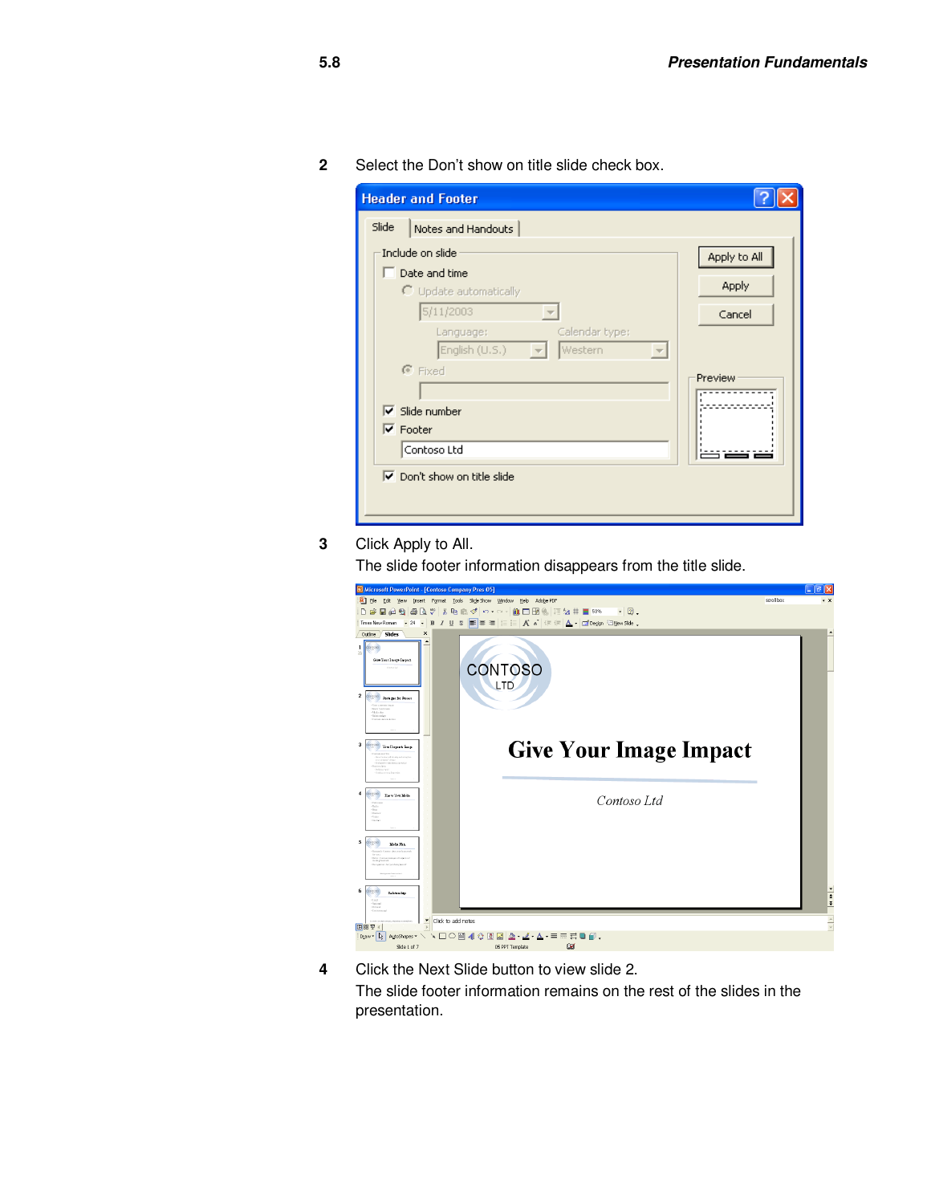2 Select the Don’t show on title slide check box.

3 Click Apply to All.
The slide footer information disappears from the title slide.

4 Click the Next Slide button to view slide 2.
The slide footer information remains on the rest of the slides in the presentation.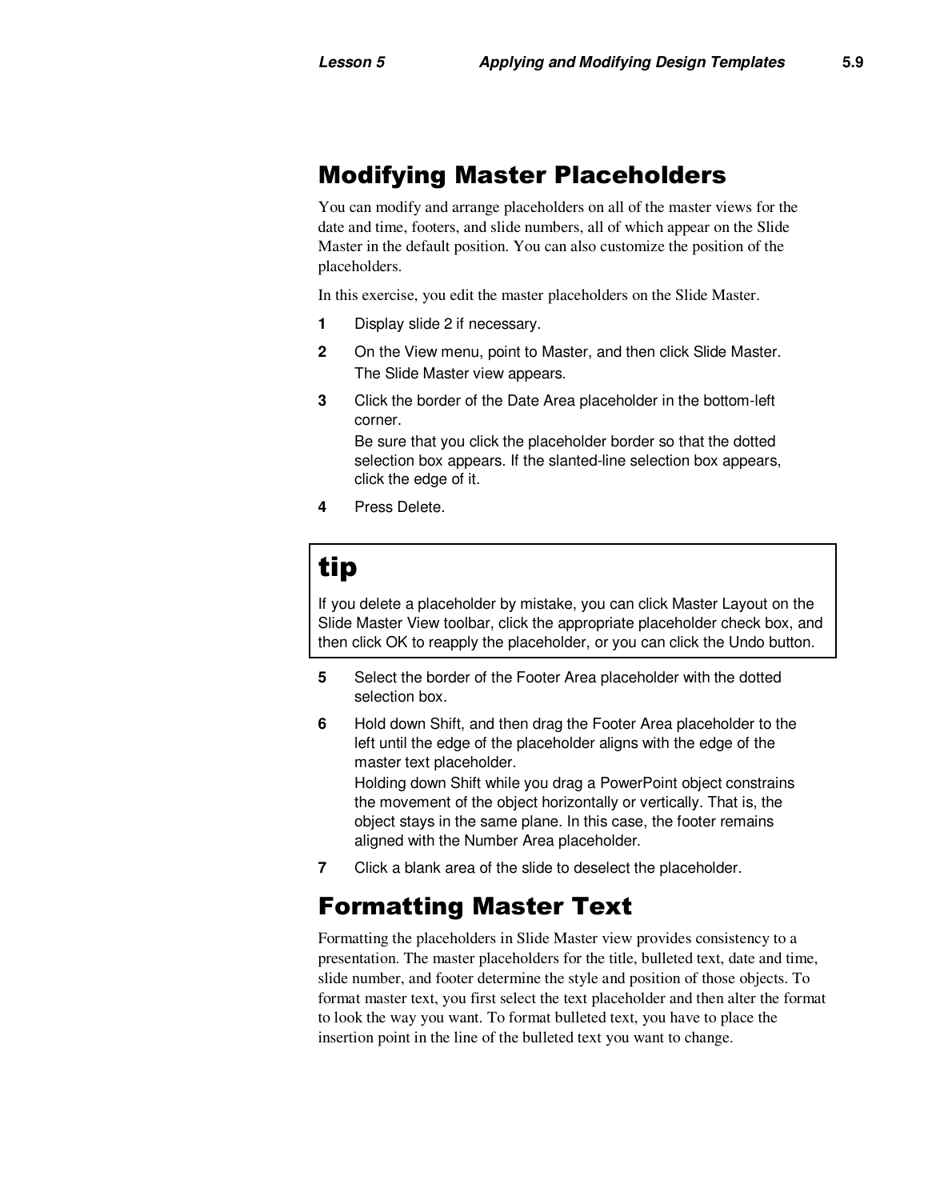## Modifying Master Placeholders

You can modify and arrange placeholders on all of the master views for the date and time, footers, and slide numbers, all of which appear on the Slide Master in the default position. You can also customize the position of the placeholders.

In this exercise, you edit the master placeholders on the Slide Master.

1. Display slide 2 if necessary.
2. On the View menu, point to Master, and then click Slide Master.
   The Slide Master view appears.
3. Click the border of the Date Area placeholder in the bottom-left corner.
   Be sure that you click the placeholder border so that the dotted selection box appears. If the slanted-line selection box appears, click the edge of it.
4. Press Delete.

> **tip**
>
> If you delete a placeholder by mistake, you can click Master Layout on the Slide Master View toolbar, click the appropriate placeholder check box, and then click OK to reapply the placeholder, or you can click the Undo button.

5. Select the border of the Footer Area placeholder with the dotted selection box.
6. Hold down Shift, and then drag the Footer Area placeholder to the left until the edge of the placeholder aligns with the edge of the master text placeholder.
   Holding down Shift while you drag a PowerPoint object constrains the movement of the object horizontally or vertically. That is, the object stays in the same plane. In this case, the footer remains aligned with the Number Area placeholder.
7. Click a blank area of the slide to deselect the placeholder.

## Formatting Master Text

Formatting the placeholders in Slide Master view provides consistency to a presentation. The master placeholders for the title, bulleted text, date and time, slide number, and footer determine the style and position of those objects. To format master text, you first select the text placeholder and then alter the format to look the way you want. To format bulleted text, you have to place the insertion point in the line of the bulleted text you want to change.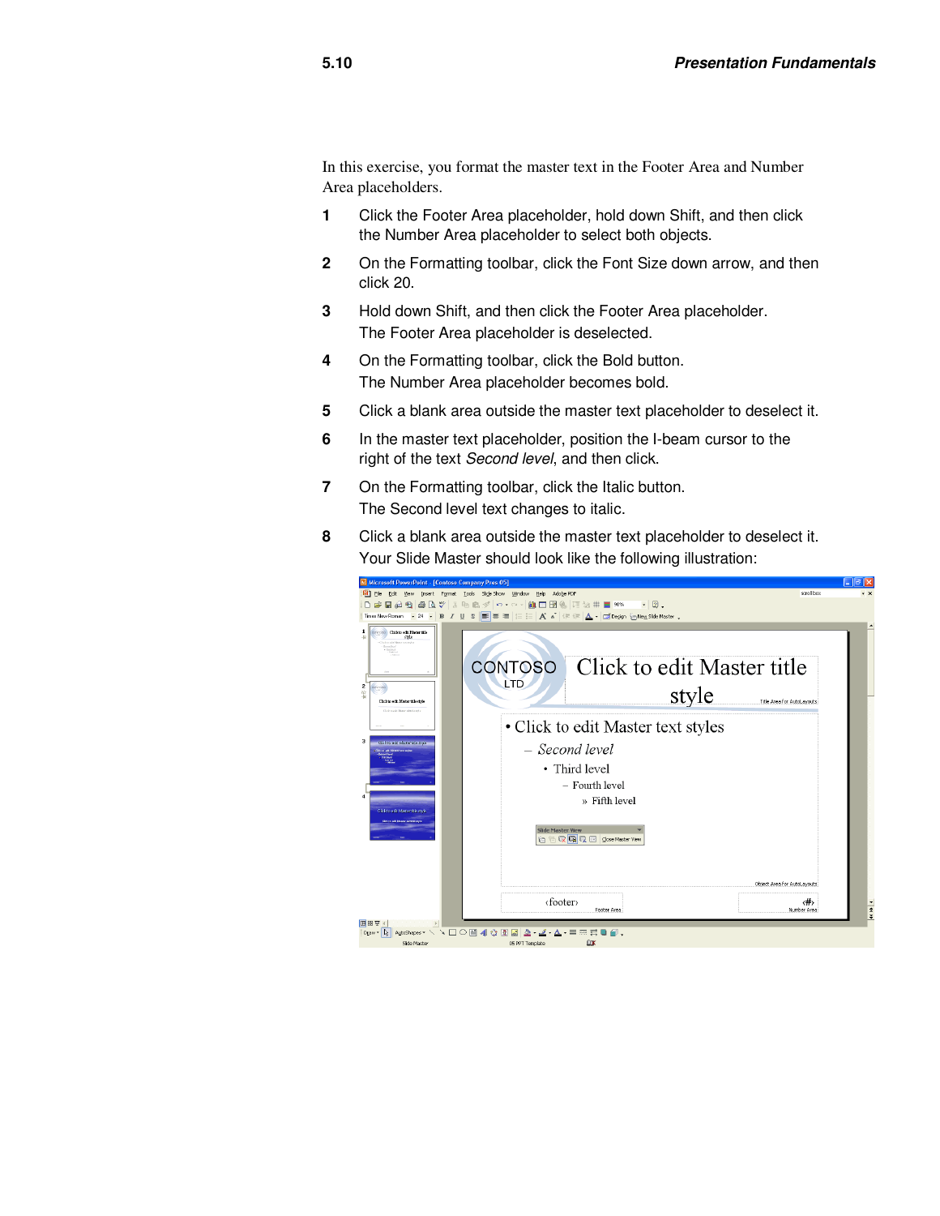In this exercise, you format the master text in the Footer Area and Number Area placeholders.

1. Click the Footer Area placeholder, hold down Shift, and then click the Number Area placeholder to select both objects.
2. On the Formatting toolbar, click the Font Size down arrow, and then click 20.
3. Hold down Shift, and then click the Footer Area placeholder. The Footer Area placeholder is deselected.
4. On the Formatting toolbar, click the Bold button. The Number Area placeholder becomes bold.
5. Click a blank area outside the master text placeholder to deselect it.
6. In the master text placeholder, position the I-beam cursor to the right of the text *Second level*, and then click.
7. On the Formatting toolbar, click the Italic button. The Second level text changes to italic.
8. Click a blank area outside the master text placeholder to deselect it. Your Slide Master should look like the following illustration: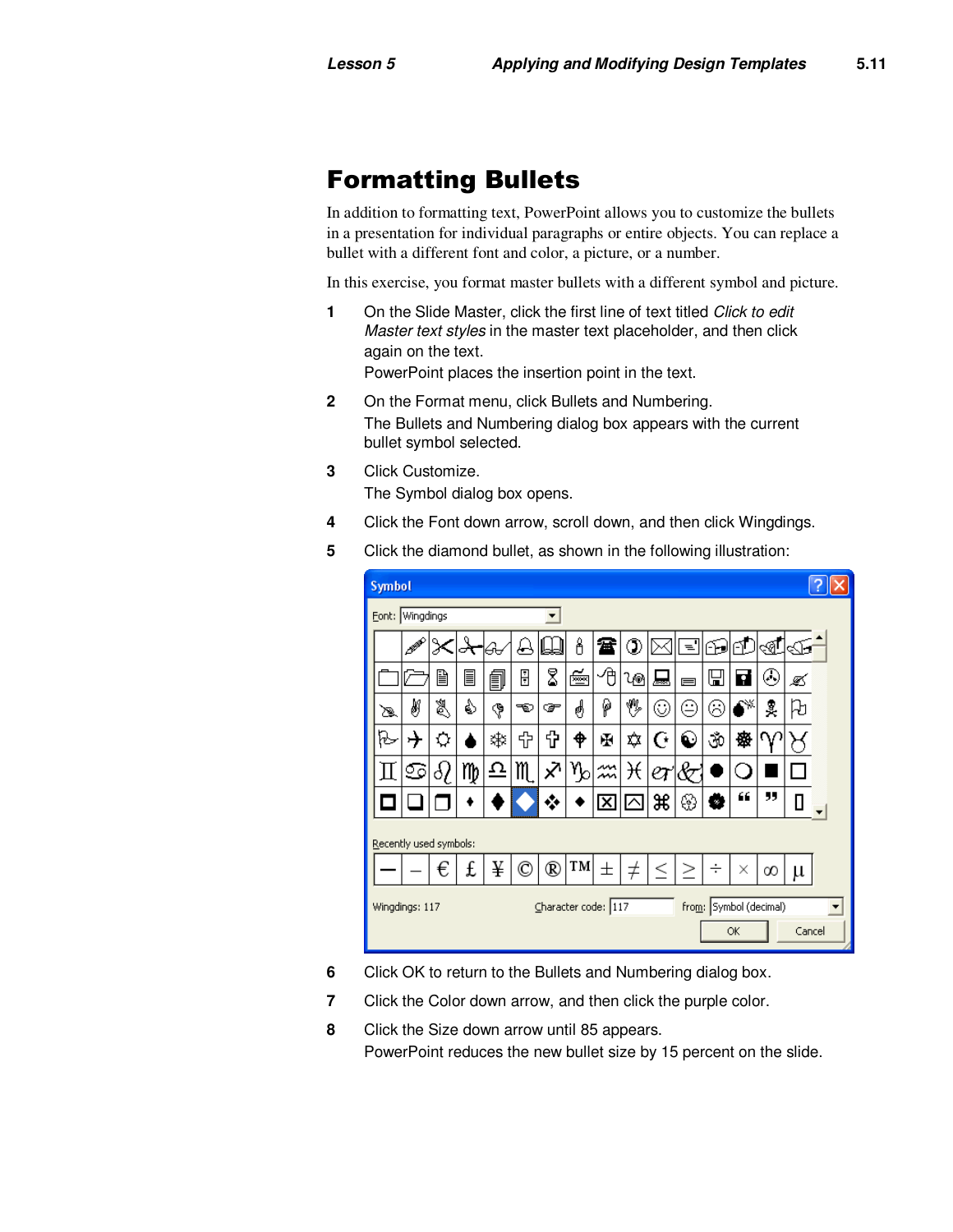# Formatting Bullets

In addition to formatting text, PowerPoint allows you to customize the bullets in a presentation for individual paragraphs or entire objects. You can replace a bullet with a different font and color, a picture, or a number.

In this exercise, you format master bullets with a different symbol and picture.

1. On the Slide Master, click the first line of text titled *Click to edit Master text styles* in the master text placeholder, and then click again on the text.
   PowerPoint places the insertion point in the text.
2. On the Format menu, click Bullets and Numbering.
   The Bullets and Numbering dialog box appears with the current bullet symbol selected.
3. Click Customize.
   The Symbol dialog box opens.
4. Click the Font down arrow, scroll down, and then click Wingdings.
5. Click the diamond bullet, as shown in the following illustration:

6. Click OK to return to the Bullets and Numbering dialog box.
7. Click the Color down arrow, and then click the purple color.
8. Click the Size down arrow until 85 appears.
   PowerPoint reduces the new bullet size by 15 percent on the slide.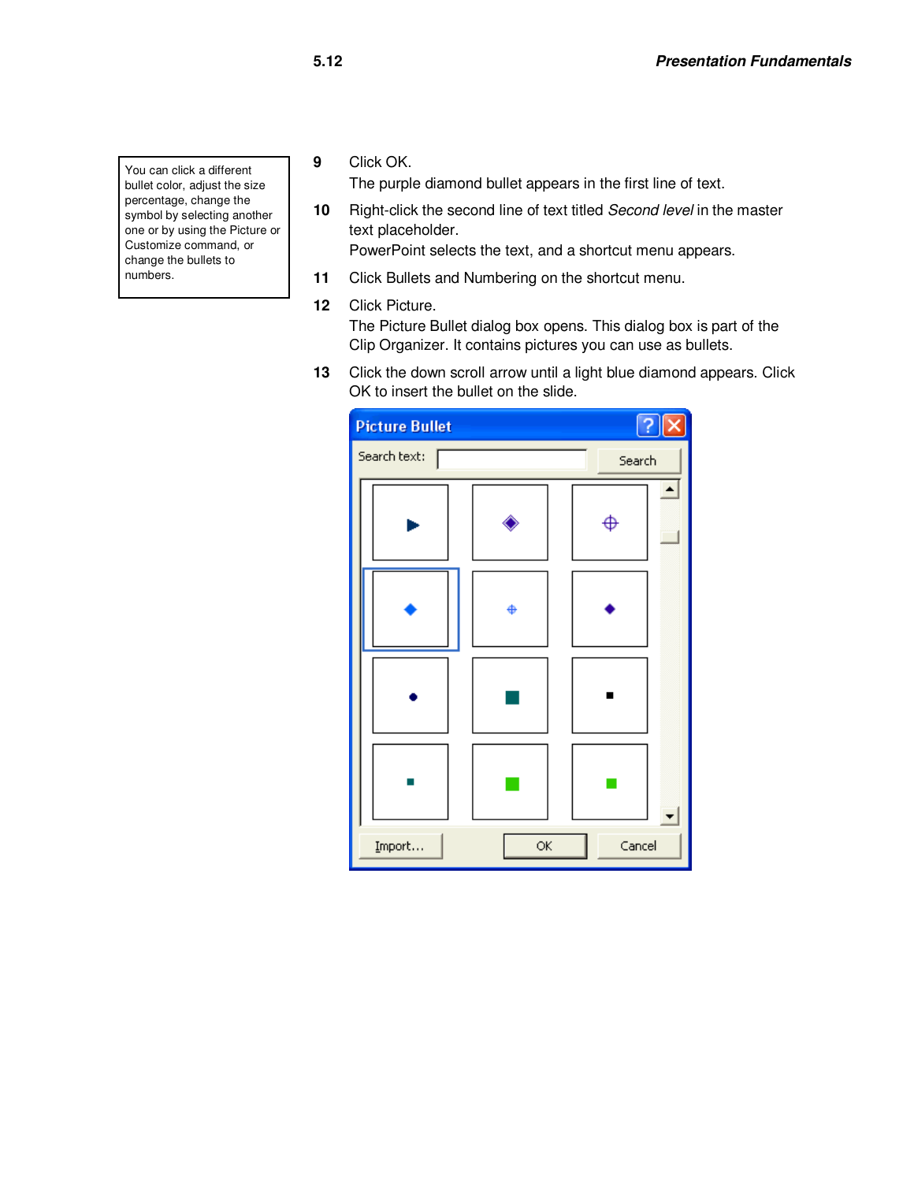> You can click a different bullet color, adjust the size percentage, change the symbol by selecting another one or by using the Picture or Customize command, or change the bullets to numbers.

**9** Click OK.
The purple diamond bullet appears in the first line of text.

**10** Right-click the second line of text titled *Second level* in the master text placeholder.
PowerPoint selects the text, and a shortcut menu appears.

**11** Click Bullets and Numbering on the shortcut menu.

**12** Click Picture.
The Picture Bullet dialog box opens. This dialog box is part of the Clip Organizer. It contains pictures you can use as bullets.

**13** Click the down scroll arrow until a light blue diamond appears. Click OK to insert the bullet on the slide.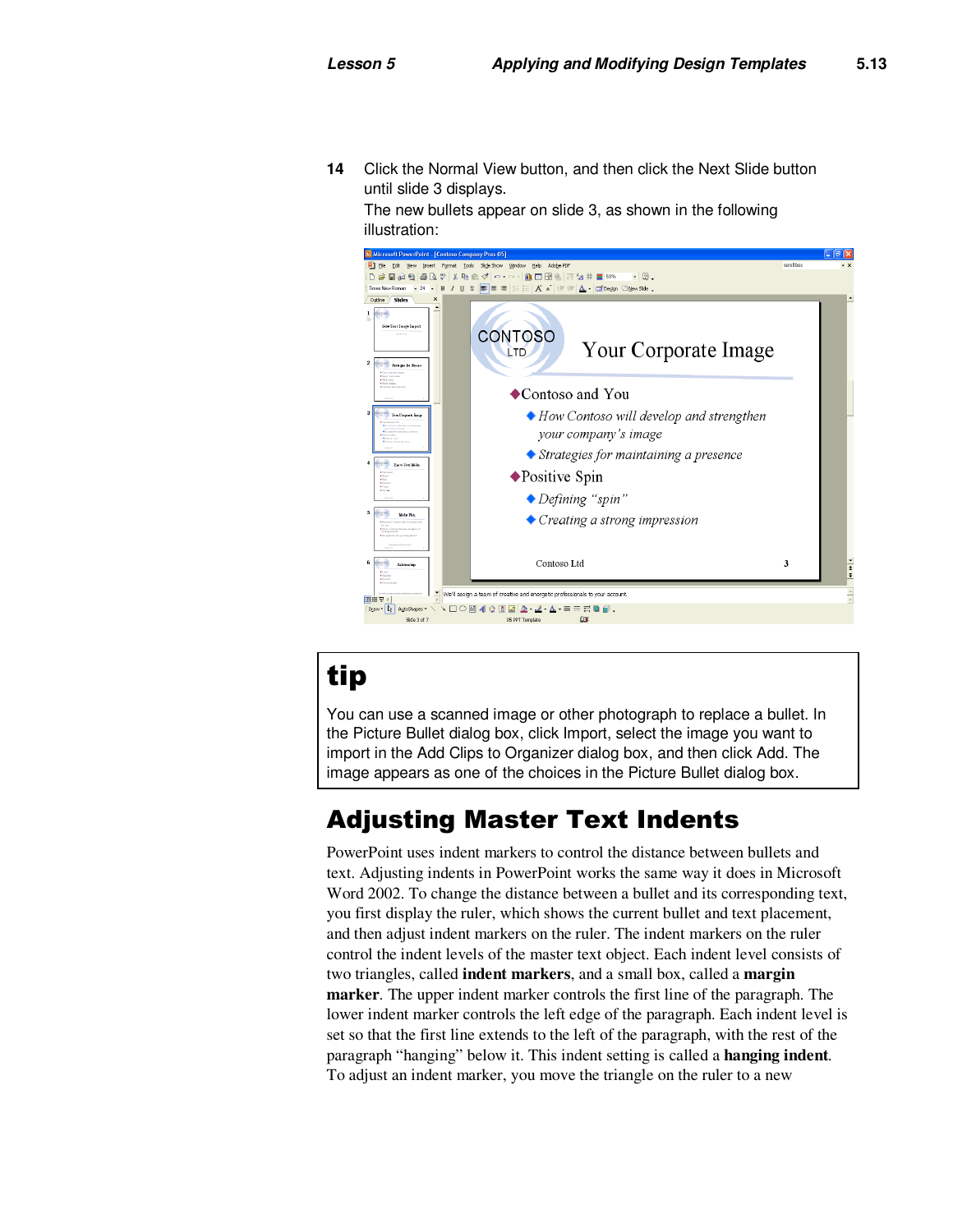**14** Click the Normal View button, and then click the Next Slide button until slide 3 displays.

The new bullets appear on slide 3, as shown in the following illustration:

## tip

You can use a scanned image or other photograph to replace a bullet. In the Picture Bullet dialog box, click Import, select the image you want to import in the Add Clips to Organizer dialog box, and then click Add. The image appears as one of the choices in the Picture Bullet dialog box.

# Adjusting Master Text Indents

PowerPoint uses indent markers to control the distance between bullets and text. Adjusting indents in PowerPoint works the same way it does in Microsoft Word 2002. To change the distance between a bullet and its corresponding text, you first display the ruler, which shows the current bullet and text placement, and then adjust indent markers on the ruler. The indent markers on the ruler control the indent levels of the master text object. Each indent level consists of two triangles, called **indent markers**, and a small box, called a **margin marker**. The upper indent marker controls the first line of the paragraph. The lower indent marker controls the left edge of the paragraph. Each indent level is set so that the first line extends to the left of the paragraph, with the rest of the paragraph "hanging" below it. This indent setting is called a **hanging indent**. To adjust an indent marker, you move the triangle on the ruler to a new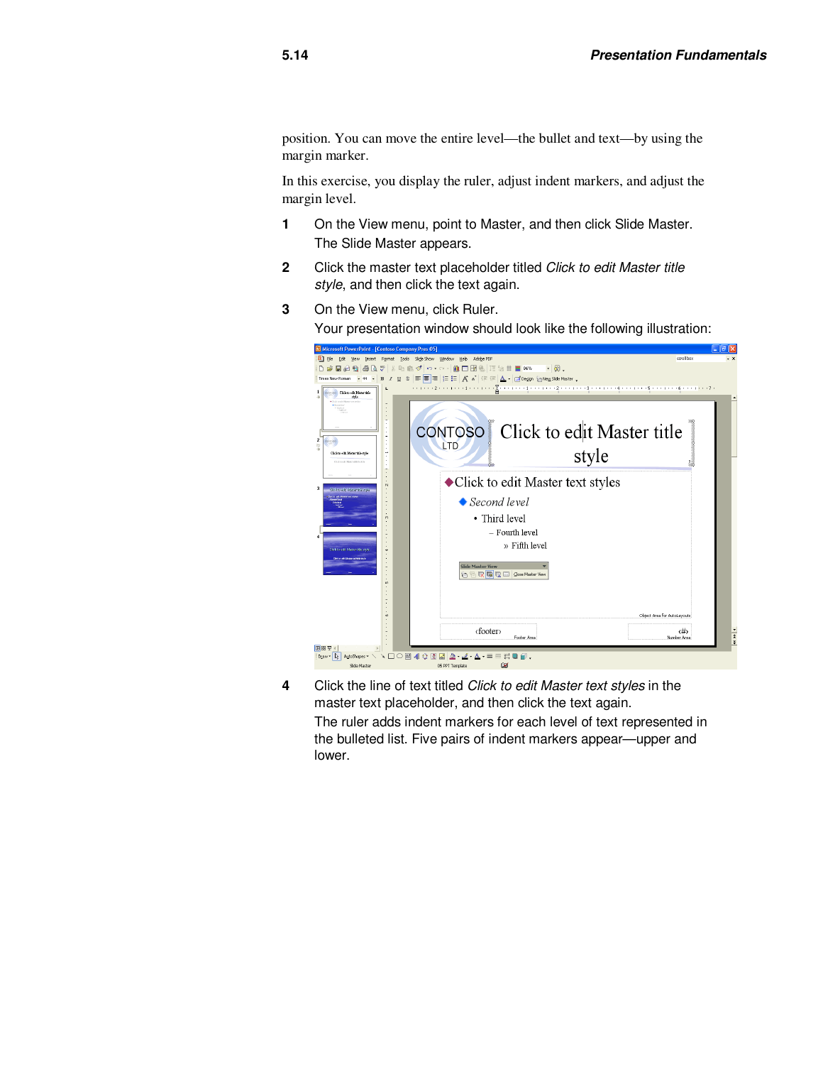position. You can move the entire level—the bullet and text—by using the margin marker.

In this exercise, you display the ruler, adjust indent markers, and adjust the margin level.

1. On the View menu, point to Master, and then click Slide Master.
   The Slide Master appears.
2. Click the master text placeholder titled *Click to edit Master title style*, and then click the text again.
3. On the View menu, click Ruler.
   Your presentation window should look like the following illustration:
4. Click the line of text titled *Click to edit Master text styles* in the master text placeholder, and then click the text again.
   The ruler adds indent markers for each level of text represented in the bulleted list. Five pairs of indent markers appear—upper and lower.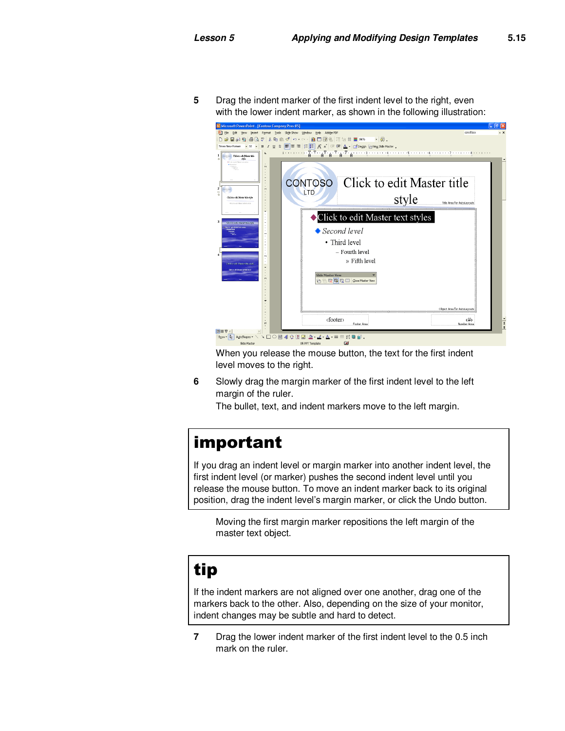5. Drag the indent marker of the first indent level to the right, even with the lower indent marker, as shown in the following illustration:

   When you release the mouse button, the text for the first indent level moves to the right.

6. Slowly drag the margin marker of the first indent level to the left margin of the ruler.

   The bullet, text, and indent markers move to the left margin.

## important

If you drag an indent level or margin marker into another indent level, the first indent level (or marker) pushes the second indent level until you release the mouse button. To move an indent marker back to its original position, drag the indent level's margin marker, or click the Undo button.

Moving the first margin marker repositions the left margin of the master text object.

## tip

If the indent markers are not aligned over one another, drag one of the markers back to the other. Also, depending on the size of your monitor, indent changes may be subtle and hard to detect.

7. Drag the lower indent marker of the first indent level to the 0.5 inch mark on the ruler.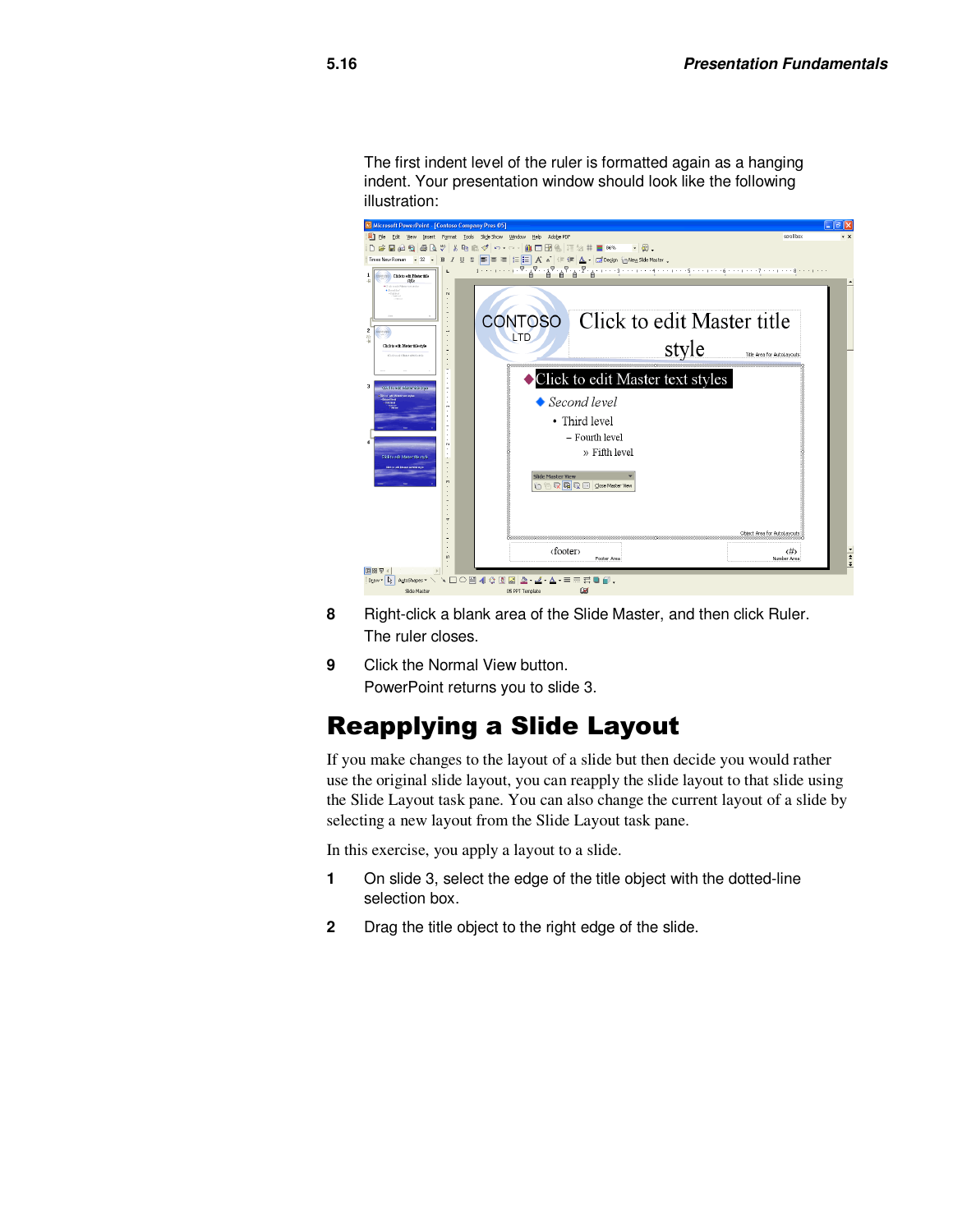The first indent level of the ruler is formatted again as a hanging indent. Your presentation window should look like the following illustration:

8. Right-click a blank area of the Slide Master, and then click Ruler.
   The ruler closes.
9. Click the Normal View button.
   PowerPoint returns you to slide 3.

## Reapplying a Slide Layout

If you make changes to the layout of a slide but then decide you would rather use the original slide layout, you can reapply the slide layout to that slide using the Slide Layout task pane. You can also change the current layout of a slide by selecting a new layout from the Slide Layout task pane.

In this exercise, you apply a layout to a slide.

1. On slide 3, select the edge of the title object with the dotted-line selection box.
2. Drag the title object to the right edge of the slide.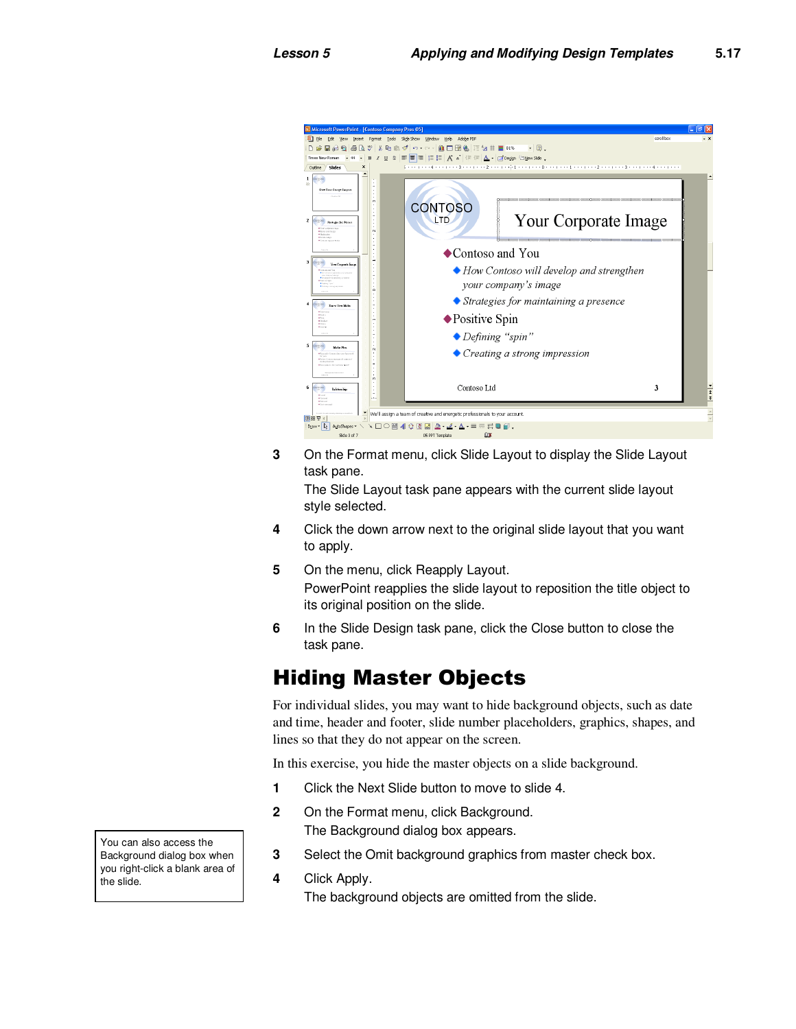3. On the Format menu, click Slide Layout to display the Slide Layout task pane.

   The Slide Layout task pane appears with the current slide layout style selected.

4. Click the down arrow next to the original slide layout that you want to apply.

5. On the menu, click Reapply Layout.

   PowerPoint reapplies the slide layout to reposition the title object to its original position on the slide.

6. In the Slide Design task pane, click the Close button to close the task pane.

## Hiding Master Objects

For individual slides, you may want to hide background objects, such as date and time, header and footer, slide number placeholders, graphics, shapes, and lines so that they do not appear on the screen.

In this exercise, you hide the master objects on a slide background.

1. Click the Next Slide button to move to slide 4.

2. On the Format menu, click Background.

   The Background dialog box appears.

3. Select the Omit background graphics from master check box.

4. Click Apply.

   The background objects are omitted from the slide.

> You can also access the Background dialog box when you right-click a blank area of the slide.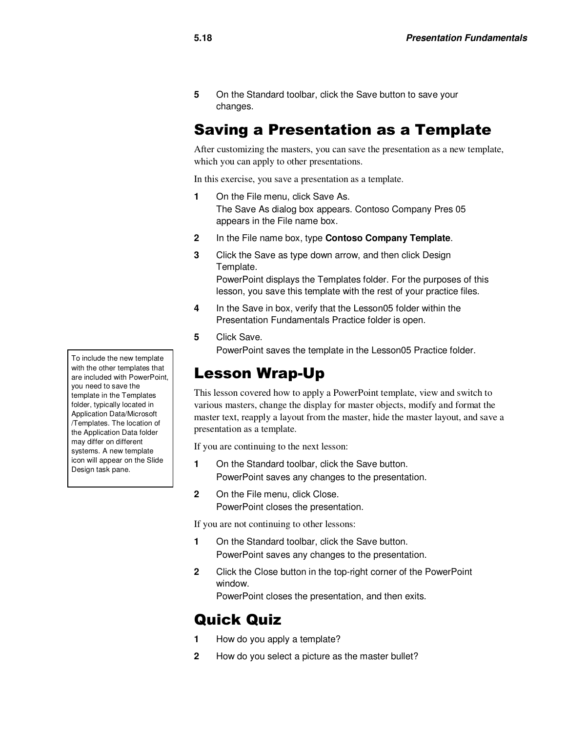5 On the Standard toolbar, click the Save button to save your changes.

## Saving a Presentation as a Template

After customizing the masters, you can save the presentation as a new template, which you can apply to other presentations.

In this exercise, you save a presentation as a template.

1 On the File menu, click Save As.
The Save As dialog box appears. Contoso Company Pres 05 appears in the File name box.

2 In the File name box, type **Contoso Company Template**.

3 Click the Save as type down arrow, and then click Design Template.
PowerPoint displays the Templates folder. For the purposes of this lesson, you save this template with the rest of your practice files.

4 In the Save in box, verify that the Lesson05 folder within the Presentation Fundamentals Practice folder is open.

5 Click Save.
PowerPoint saves the template in the Lesson05 Practice folder.

> To include the new template with the other templates that are included with PowerPoint, you need to save the template in the Templates folder, typically located in Application Data/Microsoft /Templates. The location of the Application Data folder may differ on different systems. A new template icon will appear on the Slide Design task pane.

## Lesson Wrap-Up

This lesson covered how to apply a PowerPoint template, view and switch to various masters, change the display for master objects, modify and format the master text, reapply a layout from the master, hide the master layout, and save a presentation as a template.

If you are continuing to the next lesson:

1 On the Standard toolbar, click the Save button.
PowerPoint saves any changes to the presentation.

2 On the File menu, click Close.
PowerPoint closes the presentation.

If you are not continuing to other lessons:

1 On the Standard toolbar, click the Save button.
PowerPoint saves any changes to the presentation.

2 Click the Close button in the top-right corner of the PowerPoint window.
PowerPoint closes the presentation, and then exits.

## Quick Quiz

1 How do you apply a template?

2 How do you select a picture as the master bullet?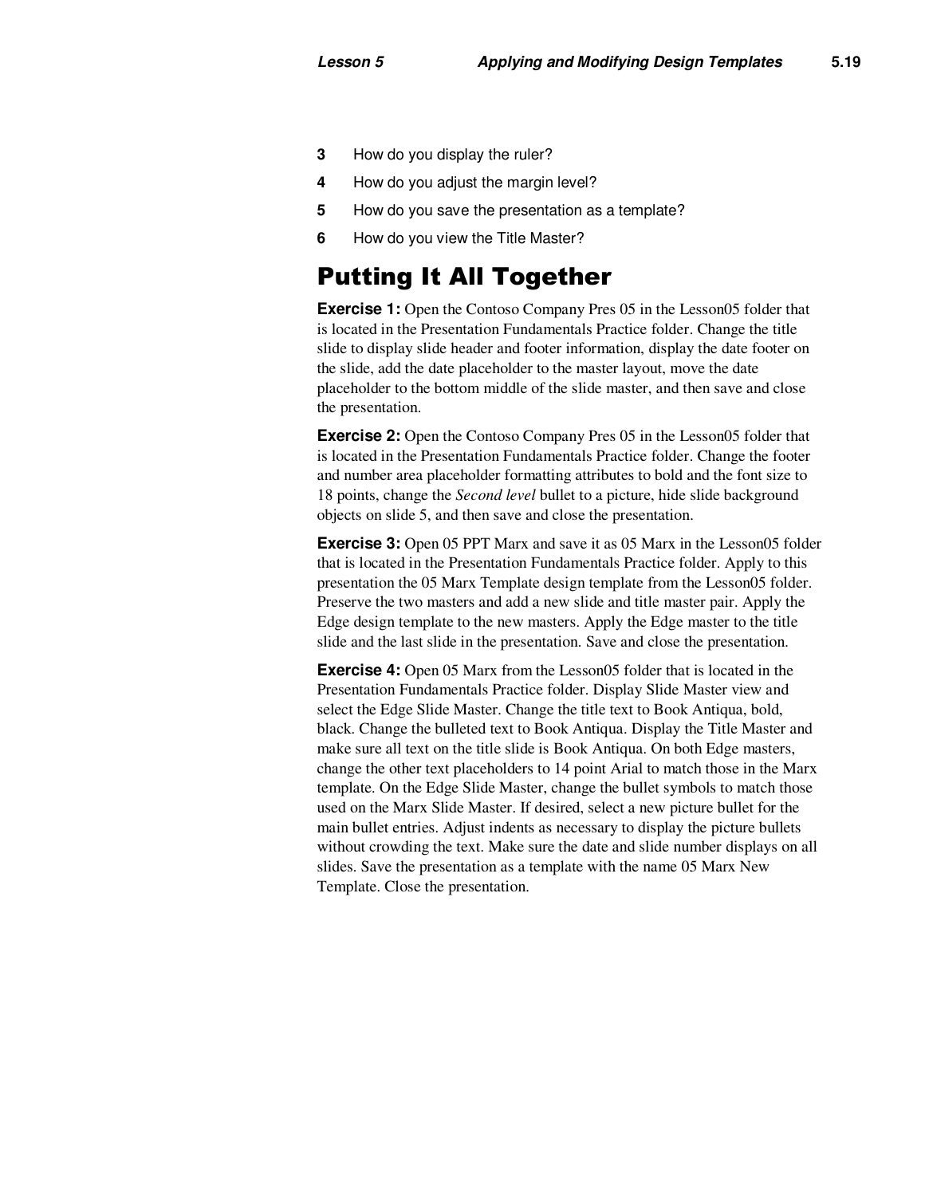3 How do you display the ruler?

4 How do you adjust the margin level?

5 How do you save the presentation as a template?

6 How do you view the Title Master?

## Putting It All Together

**Exercise 1:** Open the Contoso Company Pres 05 in the Lesson05 folder that is located in the Presentation Fundamentals Practice folder. Change the title slide to display slide header and footer information, display the date footer on the slide, add the date placeholder to the master layout, move the date placeholder to the bottom middle of the slide master, and then save and close the presentation.

**Exercise 2:** Open the Contoso Company Pres 05 in the Lesson05 folder that is located in the Presentation Fundamentals Practice folder. Change the footer and number area placeholder formatting attributes to bold and the font size to 18 points, change the *Second level* bullet to a picture, hide slide background objects on slide 5, and then save and close the presentation.

**Exercise 3:** Open 05 PPT Marx and save it as 05 Marx in the Lesson05 folder that is located in the Presentation Fundamentals Practice folder. Apply to this presentation the 05 Marx Template design template from the Lesson05 folder. Preserve the two masters and add a new slide and title master pair. Apply the Edge design template to the new masters. Apply the Edge master to the title slide and the last slide in the presentation. Save and close the presentation.

**Exercise 4:** Open 05 Marx from the Lesson05 folder that is located in the Presentation Fundamentals Practice folder. Display Slide Master view and select the Edge Slide Master. Change the title text to Book Antiqua, bold, black. Change the bulleted text to Book Antiqua. Display the Title Master and make sure all text on the title slide is Book Antiqua. On both Edge masters, change the other text placeholders to 14 point Arial to match those in the Marx template. On the Edge Slide Master, change the bullet symbols to match those used on the Marx Slide Master. If desired, select a new picture bullet for the main bullet entries. Adjust indents as necessary to display the picture bullets without crowding the text. Make sure the date and slide number displays on all slides. Save the presentation as a template with the name 05 Marx New Template. Close the presentation.